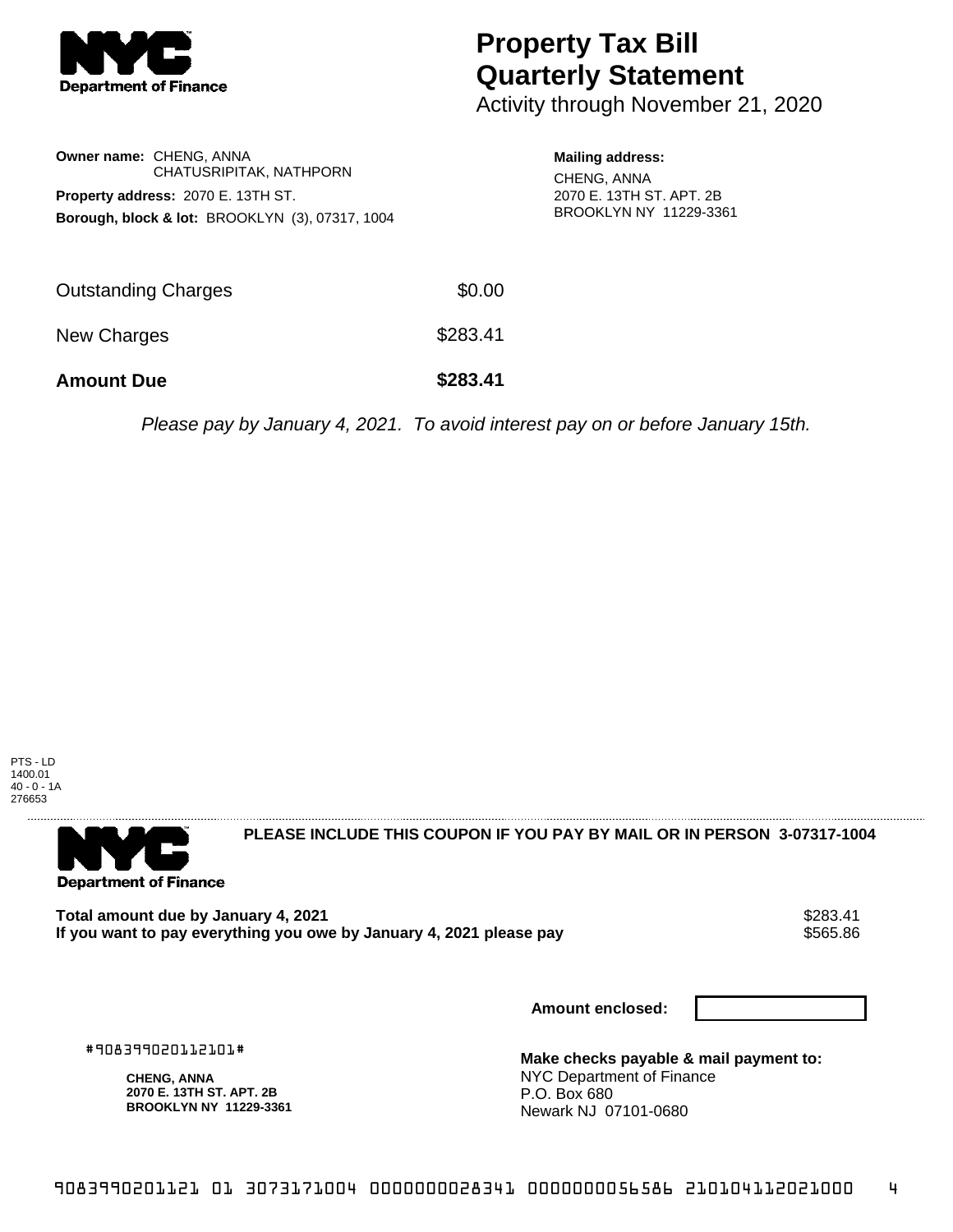**NYC Department of Finance**

# Property Tax Bill Quarterly Statement

Activity through November 21, 2020

**Owner name:** CHENG, ANNA
CHATUSRIPITAK, NATHPORN

**Property address:** 2070 E. 13TH ST.

**Borough, block & lot:** BROOKLYN (3), 07317, 1004

**Mailing address:**
CHENG, ANNA
2070 E. 13TH ST. APT. 2B
BROOKLYN NY 11229-3361

| | |
|---|---|
| Outstanding Charges | $0.00 |
| New Charges | $283.41 |
| **Amount Due** | **$283.41** |

*Please pay by January 4, 2021. To avoid interest pay on or before January 15th.*

PTS - LD
1400.01
40 - 0 - 1A
276653

---

**NYC Department of Finance**

**PLEASE INCLUDE THIS COUPON IF YOU PAY BY MAIL OR IN PERSON 3-07317-1004**

| | |
|---|---|
| **Total amount due by January 4, 2021** | $283.41 |
| **If you want to pay everything you owe by January 4, 2021 please pay** | $565.86 |

**Amount enclosed:**

#908399020112101#

**CHENG, ANNA**
**2070 E. 13TH ST. APT. 2B**
**BROOKLYN NY 11229-3361**

**Make checks payable & mail payment to:**
NYC Department of Finance
P.O. Box 680
Newark NJ 07101-0680

9083990201121 01 3073171004 0000000028341 0000000056586 210104112021000 4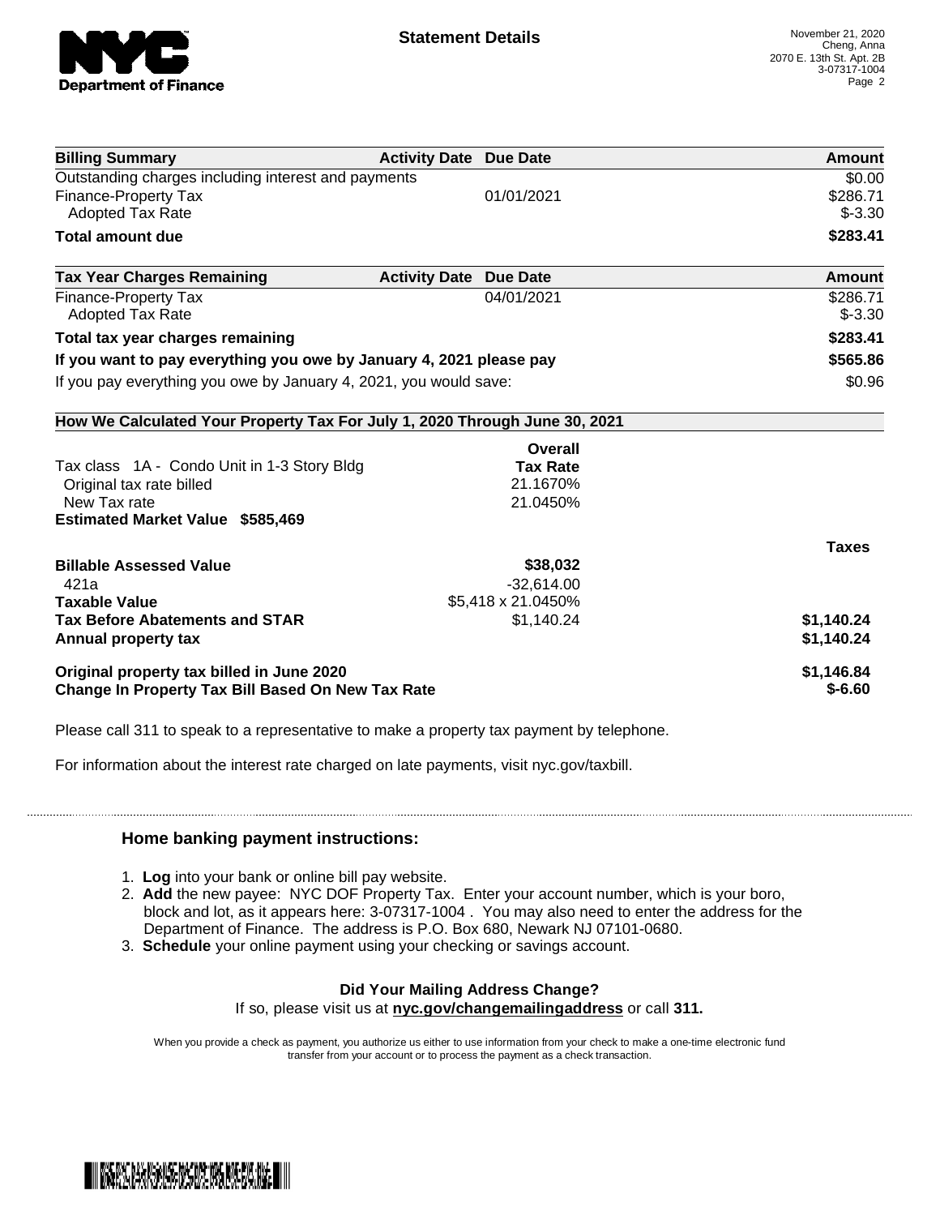**Statement Details**

November 21, 2020
Cheng, Anna
2070 E. 13th St. Apt. 2B
3-07317-1004

| Billing Summary | Activity Date | Due Date | Amount |
|---|---|---|---|
| Outstanding charges including interest and payments | | | $0.00 |
| Finance-Property Tax | | 01/01/2021 | $286.71 |
| Adopted Tax Rate | | | $-3.30 |
| **Total amount due** | | | **$283.41** |

| Tax Year Charges Remaining | Activity Date | Due Date | Amount |
|---|---|---|---|
| Finance-Property Tax | | 04/01/2021 | $286.71 |
| Adopted Tax Rate | | | $-3.30 |
| **Total tax year charges remaining** | | | **$283.41** |
| **If you want to pay everything you owe by January 4, 2021 please pay** | | | **$565.86** |
| If you pay everything you owe by January 4, 2021, you would save: | | | $0.96 |

**How We Calculated Your Property Tax For July 1, 2020 Through June 30, 2021**

| | Overall Tax Rate | |
|---|---|---|
| Tax class 1A - Condo Unit in 1-3 Story Bldg | | |
| Original tax rate billed | 21.1670% | |
| New Tax rate | 21.0450% | |
| **Estimated Market Value $585,469** | | |
| | | **Taxes** |
| **Billable Assessed Value** | **$38,032** | |
| 421a | -32,614.00 | |
| **Taxable Value** | $5,418 x 21.0450% | |
| **Tax Before Abatements and STAR** | $1,140.24 | **$1,140.24** |
| **Annual property tax** | | **$1,140.24** |
| **Original property tax billed in June 2020** | | **$1,146.84** |
| **Change In Property Tax Bill Based On New Tax Rate** | | **$-6.60** |

Please call 311 to speak to a representative to make a property tax payment by telephone.

For information about the interest rate charged on late payments, visit nyc.gov/taxbill.

### Home banking payment instructions:

1. **Log** into your bank or online bill pay website.
2. **Add** the new payee: NYC DOF Property Tax. Enter your account number, which is your boro, block and lot, as it appears here: 3-07317-1004 . You may also need to enter the address for the Department of Finance. The address is P.O. Box 680, Newark NJ 07101-0680.
3. **Schedule** your online payment using your checking or savings account.

**Did Your Mailing Address Change?**
If so, please visit us at **nyc.gov/changemailingaddress** or call **311.**

When you provide a check as payment, you authorize us either to use information from your check to make a one-time electronic fund transfer from your account or to process the payment as a check transaction.